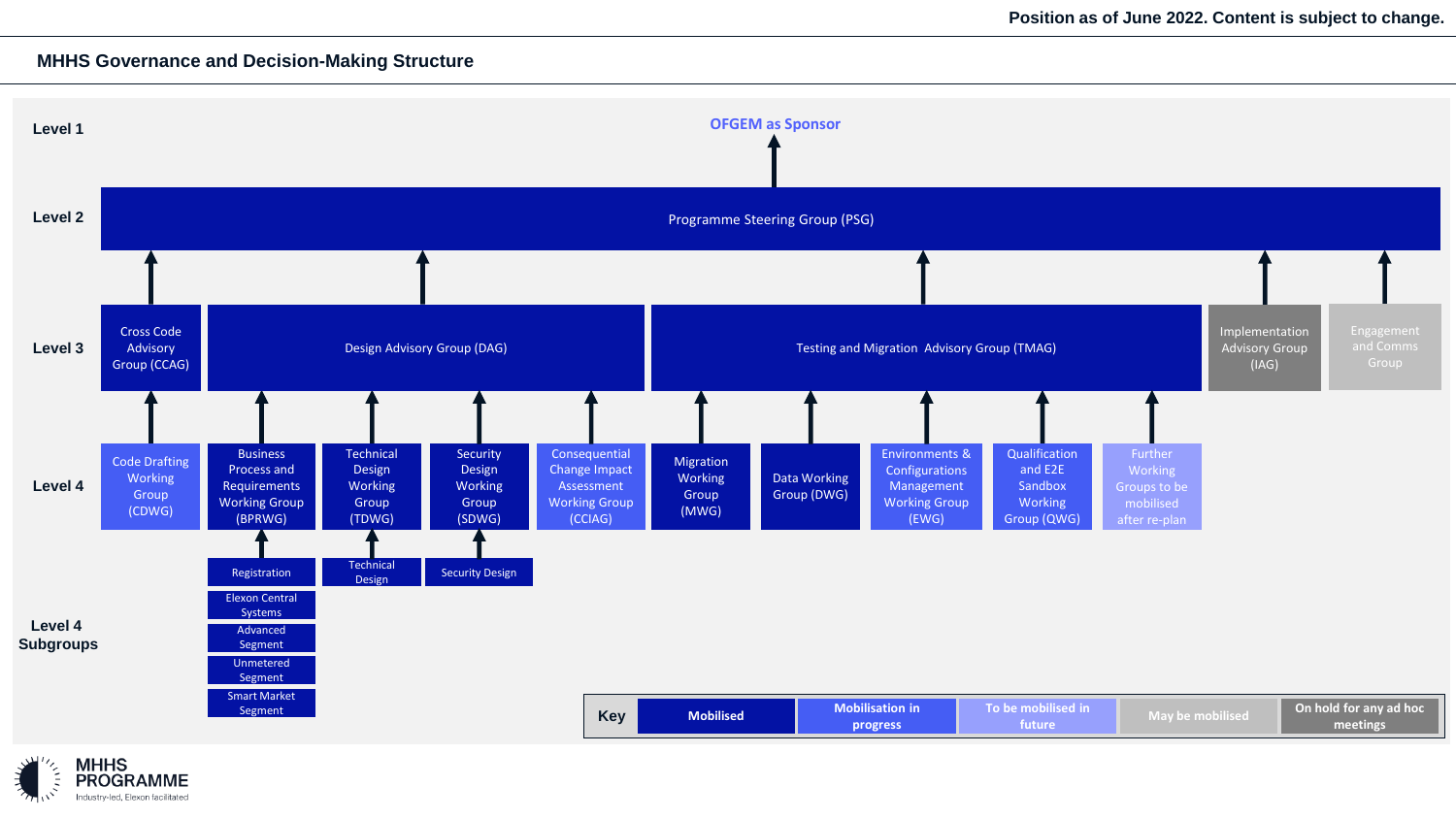Position as of June 2022. Content is subject to change.

## MHHS Governance and Decision-Making Structure

**Level 1**

OFGEM as Sponsor

**Level 2**

Programme Steering Group (PSG)

**Level 3**

- Cross Code Advisory Group (CCAG)
- Design Advisory Group (DAG)
- Testing and Migration Advisory Group (TMAG)
- Implementation Advisory Group (IAG)
- Engagement and Comms Group

**Level 4**

- Code Drafting Working Group (CDWG) → CCAG
- Business Process and Requirements Working Group (BPRWG) → DAG
- Technical Design Working Group (TDWG) → DAG
- Security Design Working Group (SDWG) → DAG
- Consequential Change Impact Assessment Working Group (CCIAG) → DAG
- Migration Working Group (MWG) → TMAG
- Data Working Group (DWG) → TMAG
- Environments & Configurations Management Working Group (EWG) → TMAG
- Qualification and E2E Sandbox Working Group (QWG) → TMAG
- Further Working Groups to be mobilised after re-plan → TMAG

**Level 4 Subgroups**

- Registration → BPRWG
- Elexon Central Systems
- Advanced Segment
- Unmetered Segment
- Smart Market Segment
- Technical Design → TDWG
- Security Design → SDWG

| Key | | | | |
|---|---|---|---|---|
| Mobilised | Mobilisation in progress | To be mobilised in future | May be mobilised | On hold for any ad hoc meetings |

MHHS PROGRAMME
Industry-led, Elexon facilitated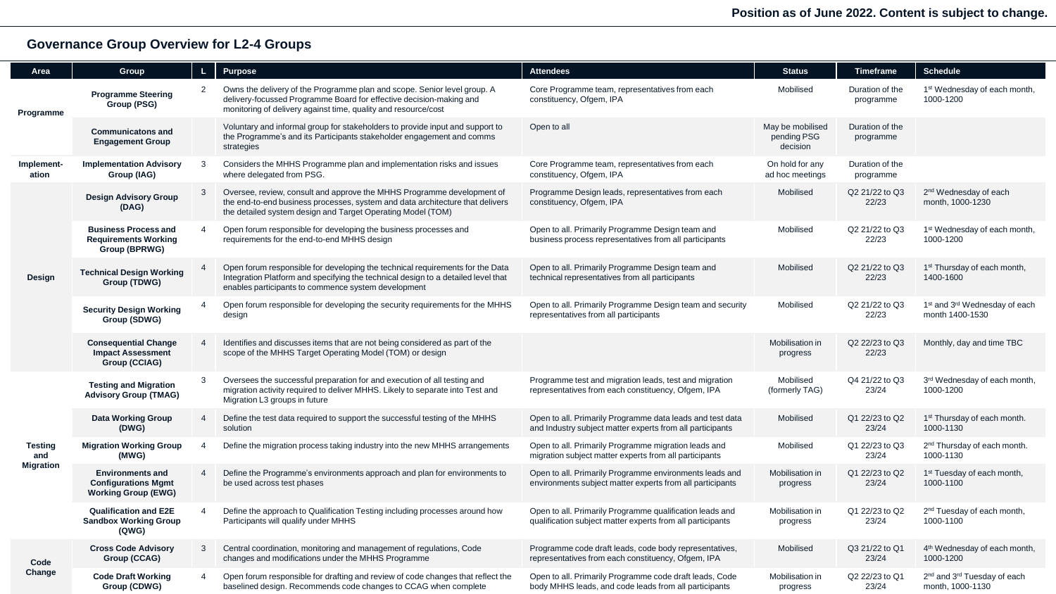Position as of June 2022. Content is subject to change.

## Governance Group Overview for L2-4 Groups

| Area | Group | L | Purpose | Attendees | Status | Timeframe | Schedule |
|---|---|---|---|---|---|---|---|
| Programme | **Programme Steering Group (PSG)** | 2 | Owns the delivery of the Programme plan and scope. Senior level group. A delivery-focussed Programme Board for effective decision-making and monitoring of delivery against time, quality and resource/cost | Core Programme team, representatives from each constituency, Ofgem, IPA | Mobilised | Duration of the programme | 1st Wednesday of each month, 1000-1200 |
| | **Communicatons and Engagement Group** | | Voluntary and informal group for stakeholders to provide input and support to the Programme's and its Participants stakeholder engagement and comms strategies | Open to all | May be mobilised pending PSG decision | Duration of the programme | |
| Implement-ation | **Implementation Advisory Group (IAG)** | 3 | Considers the MHHS Programme plan and implementation risks and issues where delegated from PSG. | Core Programme team, representatives from each constituency, Ofgem, IPA | On hold for any ad hoc meetings | Duration of the programme | |
| Design | **Design Advisory Group (DAG)** | 3 | Oversee, review, consult and approve the MHHS Programme development of the end-to-end business processes, system and data architecture that delivers the detailed system design and Target Operating Model (TOM) | Programme Design leads, representatives from each constituency, Ofgem, IPA | Mobilised | Q2 21/22 to Q3 22/23 | 2nd Wednesday of each month, 1000-1230 |
| | **Business Process and Requirements Working Group (BPRWG)** | 4 | Open forum responsible for developing the business processes and requirements for the end-to-end MHHS design | Open to all. Primarily Programme Design team and business process representatives from all participants | Mobilised | Q2 21/22 to Q3 22/23 | 1st Wednesday of each month, 1000-1200 |
| | **Technical Design Working Group (TDWG)** | 4 | Open forum responsible for developing the technical requirements for the Data Integration Platform and specifying the technical design to a detailed level that enables participants to commence system development | Open to all. Primarily Programme Design team and technical representatives from all participants | Mobilised | Q2 21/22 to Q3 22/23 | 1st Thursday of each month, 1400-1600 |
| | **Security Design Working Group (SDWG)** | 4 | Open forum responsible for developing the security requirements for the MHHS design | Open to all. Primarily Programme Design team and security representatives from all participants | Mobilised | Q2 21/22 to Q3 22/23 | 1st and 3rd Wednesday of each month 1400-1530 |
| | **Consequential Change Impact Assessment Group (CCIAG)** | 4 | Identifies and discusses items that are not being considered as part of the scope of the MHHS Target Operating Model (TOM) or design | | Mobilisation in progress | Q2 22/23 to Q3 22/23 | Monthly, day and time TBC |
| Testing and Migration | **Testing and Migration Advisory Group (TMAG)** | 3 | Oversees the successful preparation for and execution of all testing and migration activity required to deliver MHHS. Likely to separate into Test and Migration L3 groups in future | Programme test and migration leads, test and migration representatives from each constituency, Ofgem, IPA | Mobilised (formerly TAG) | Q4 21/22 to Q3 23/24 | 3rd Wednesday of each month, 1000-1200 |
| | **Data Working Group (DWG)** | 4 | Define the test data required to support the successful testing of the MHHS solution | Open to all. Primarily Programme data leads and test data and Industry subject matter experts from all participants | Mobilised | Q1 22/23 to Q2 23/24 | 1st Thursday of each month. 1000-1130 |
| | **Migration Working Group (MWG)** | 4 | Define the migration process taking industry into the new MHHS arrangements | Open to all. Primarily Programme migration leads and migration subject matter experts from all participants | Mobilised | Q1 22/23 to Q3 23/24 | 2nd Thursday of each month. 1000-1130 |
| | **Environments and Configurations Mgmt Working Group (EWG)** | 4 | Define the Programme's environments approach and plan for environments to be used across test phases | Open to all. Primarily Programme environments leads and environments subject matter experts from all participants | Mobilisation in progress | Q1 22/23 to Q2 23/24 | 1st Tuesday of each month, 1000-1100 |
| | **Qualification and E2E Sandbox Working Group (QWG)** | 4 | Define the approach to Qualification Testing including processes around how Participants will qualify under MHHS | Open to all. Primarily Programme qualification leads and qualification subject matter experts from all participants | Mobilisation in progress | Q1 22/23 to Q2 23/24 | 2nd Tuesday of each month, 1000-1100 |
| Code Change | **Cross Code Advisory Group (CCAG)** | 3 | Central coordination, monitoring and management of regulations, Code changes and modifications under the MHHS Programme | Programme code draft leads, code body representatives, representatives from each constituency, Ofgem, IPA | Mobilised | Q3 21/22 to Q1 23/24 | 4th Wednesday of each month, 1000-1200 |
| | **Code Draft Working Group (CDWG)** | 4 | Open forum responsible for drafting and review of code changes that reflect the baselined design. Recommends code changes to CCAG when complete | Open to all. Primarily Programme code draft leads, Code body MHHS leads, and code leads from all participants | Mobilisation in progress | Q2 22/23 to Q1 23/24 | 2nd and 3rd Tuesday of each month, 1000-1130 |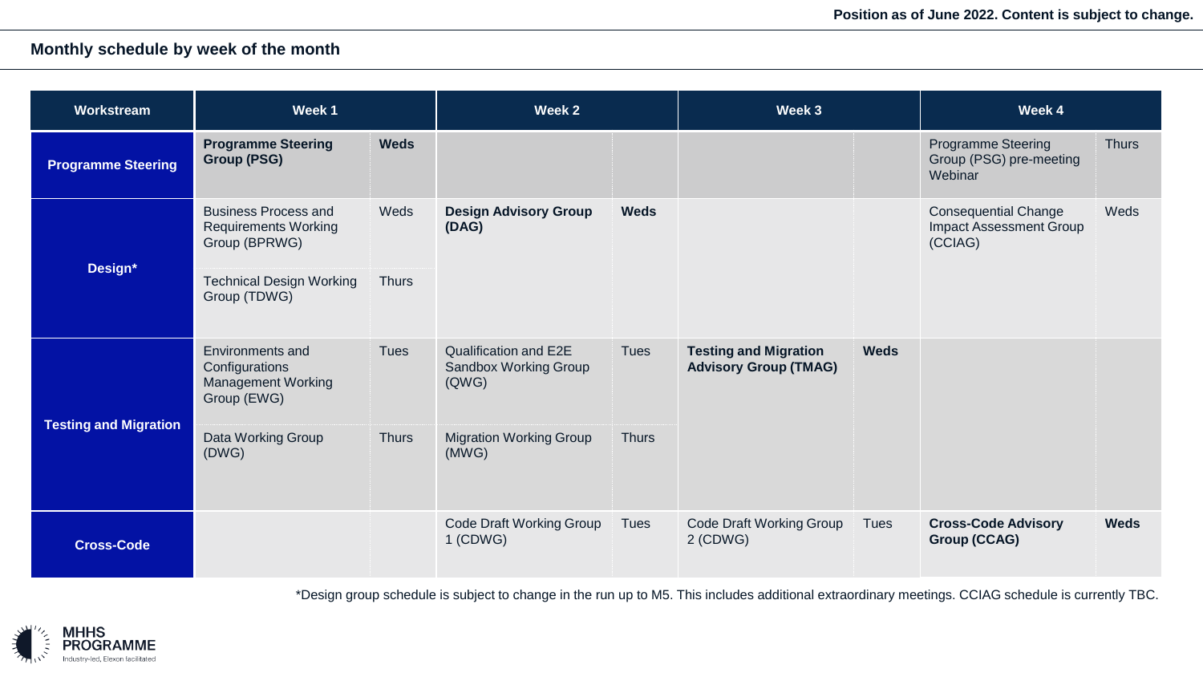Position as of June 2022. Content is subject to change.

## Monthly schedule by week of the month

| Workstream | Week 1 | | Week 2 | | Week 3 | | Week 4 | |
|---|---|---|---|---|---|---|---|---|
| **Programme Steering** | **Programme Steering Group (PSG)** | **Weds** | | | | | Programme Steering Group (PSG) pre-meeting Webinar | Thurs |
| **Design*** | Business Process and Requirements Working Group (BPRWG) | Weds | **Design Advisory Group (DAG)** | **Weds** | | | Consequential Change Impact Assessment Group (CCIAG) | Weds |
| | Technical Design Working Group (TDWG) | Thurs | | | | | | |
| **Testing and Migration** | Environments and Configurations Management Working Group (EWG) | Tues | Qualification and E2E Sandbox Working Group (QWG) | Tues | **Testing and Migration Advisory Group (TMAG)** | **Weds** | | |
| | Data Working Group (DWG) | Thurs | Migration Working Group (MWG) | Thurs | | | | |
| **Cross-Code** | | | Code Draft Working Group 1 (CDWG) | Tues | Code Draft Working Group 2 (CDWG) | Tues | **Cross-Code Advisory Group (CCAG)** | **Weds** |

*Design group schedule is subject to change in the run up to M5. This includes additional extraordinary meetings. CCIAG schedule is currently TBC.

MHHS PROGRAMME
Industry-led, Elexon facilitated